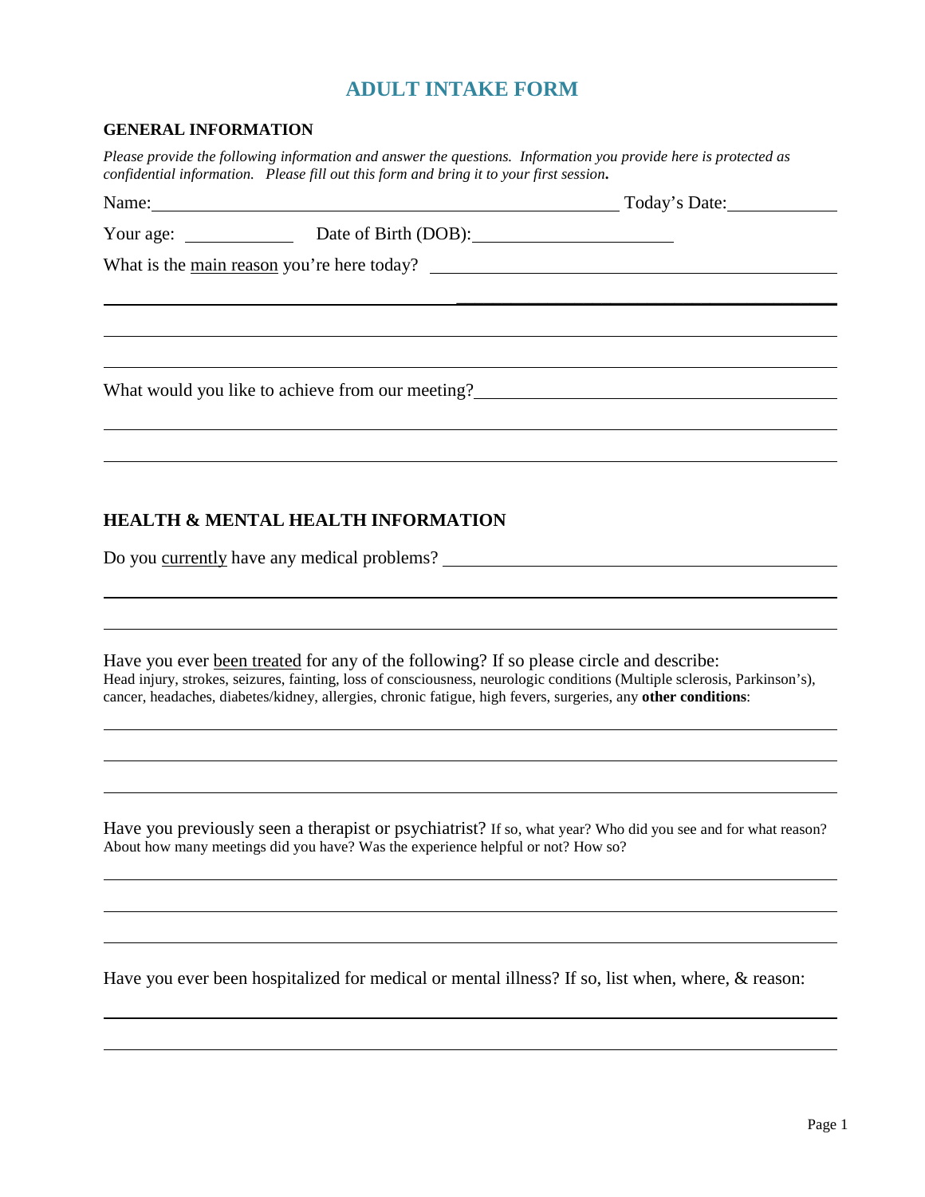# ADULT INTAKE FORM

## GENERAL INFORMATION

*Please provide the following information and answer the questions. Information you provide here is protected as confidential information. Please fill out this form and bring it to your first session.*

Name: ______________________________________________ Today's Date: __________

Your age: __________ Date of Birth (DOB): ____________________

What is the <u>main reason</u> you're here today? ______________________________________

______________________________________________________________________________

______________________________________________________________________________

______________________________________________________________________________

What would you like to achieve from our meeting? ____________________________________

______________________________________________________________________________

______________________________________________________________________________

## HEALTH & MENTAL HEALTH INFORMATION

Do you <u>currently</u> have any medical problems? ______________________________________

______________________________________________________________________________

______________________________________________________________________________

Have you ever <u>been treated</u> for any of the following? If so please circle and describe:
Head injury, strokes, seizures, fainting, loss of consciousness, neurologic conditions (Multiple sclerosis, Parkinson's), cancer, headaches, diabetes/kidney, allergies, chronic fatigue, high fevers, surgeries, any **other conditions**:

______________________________________________________________________________

______________________________________________________________________________

______________________________________________________________________________

Have you previously seen a therapist or psychiatrist? If so, what year? Who did you see and for what reason? About how many meetings did you have? Was the experience helpful or not? How so?

______________________________________________________________________________

______________________________________________________________________________

______________________________________________________________________________

Have you ever been hospitalized for medical or mental illness? If so, list when, where, & reason:

______________________________________________________________________________

______________________________________________________________________________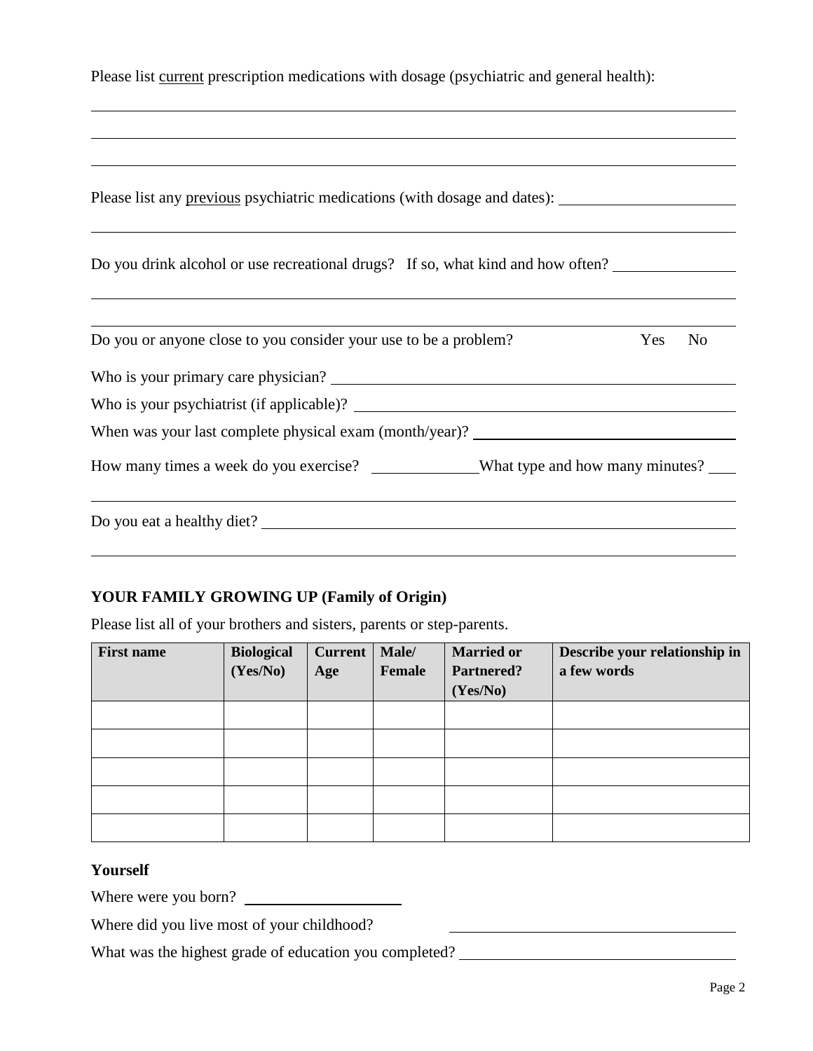Please list <u>current</u> prescription medications with dosage (psychiatric and general health):

\_\_\_\_\_\_\_\_\_\_\_\_\_\_\_\_\_\_\_\_\_\_\_\_\_\_\_\_\_\_\_\_\_\_\_\_\_\_\_\_\_\_\_\_\_\_\_\_\_\_\_\_\_\_\_\_\_\_\_\_\_\_\_\_\_\_\_\_\_\_\_\_\_\_\_\_\_\_

\_\_\_\_\_\_\_\_\_\_\_\_\_\_\_\_\_\_\_\_\_\_\_\_\_\_\_\_\_\_\_\_\_\_\_\_\_\_\_\_\_\_\_\_\_\_\_\_\_\_\_\_\_\_\_\_\_\_\_\_\_\_\_\_\_\_\_\_\_\_\_\_\_\_\_\_\_\_

\_\_\_\_\_\_\_\_\_\_\_\_\_\_\_\_\_\_\_\_\_\_\_\_\_\_\_\_\_\_\_\_\_\_\_\_\_\_\_\_\_\_\_\_\_\_\_\_\_\_\_\_\_\_\_\_\_\_\_\_\_\_\_\_\_\_\_\_\_\_\_\_\_\_\_\_\_\_

Please list any <u>previous</u> psychiatric medications (with dosage and dates): \_\_\_\_\_\_\_\_\_\_\_\_\_\_\_\_\_\_\_\_

\_\_\_\_\_\_\_\_\_\_\_\_\_\_\_\_\_\_\_\_\_\_\_\_\_\_\_\_\_\_\_\_\_\_\_\_\_\_\_\_\_\_\_\_\_\_\_\_\_\_\_\_\_\_\_\_\_\_\_\_\_\_\_\_\_\_\_\_\_\_\_\_\_\_\_\_\_\_

Do you drink alcohol or use recreational drugs? If so, what kind and how often? \_\_\_\_\_\_\_\_\_\_\_\_\_\_

\_\_\_\_\_\_\_\_\_\_\_\_\_\_\_\_\_\_\_\_\_\_\_\_\_\_\_\_\_\_\_\_\_\_\_\_\_\_\_\_\_\_\_\_\_\_\_\_\_\_\_\_\_\_\_\_\_\_\_\_\_\_\_\_\_\_\_\_\_\_\_\_\_\_\_\_\_\_

\_\_\_\_\_\_\_\_\_\_\_\_\_\_\_\_\_\_\_\_\_\_\_\_\_\_\_\_\_\_\_\_\_\_\_\_\_\_\_\_\_\_\_\_\_\_\_\_\_\_\_\_\_\_\_\_\_\_\_\_\_\_\_\_\_\_\_\_\_\_\_\_\_\_\_\_\_\_

Do you or anyone close to you consider your use to be a problem? Yes No

Who is your primary care physician? \_\_\_\_\_\_\_\_\_\_\_\_\_\_\_\_\_\_\_\_\_\_\_\_\_\_\_\_\_\_\_\_\_\_\_\_\_\_\_\_\_\_\_\_

Who is your psychiatrist (if applicable)? \_\_\_\_\_\_\_\_\_\_\_\_\_\_\_\_\_\_\_\_\_\_\_\_\_\_\_\_\_\_\_\_\_\_\_\_\_\_\_\_\_

When was your last complete physical exam (month/year)? \_\_\_\_\_\_\_\_\_\_\_\_\_\_\_\_\_\_\_\_\_\_\_\_\_\_\_\_\_\_

How many times a week do you exercise? \_\_\_\_\_\_\_\_\_\_\_\_ What type and how many minutes? \_\_\_\_

\_\_\_\_\_\_\_\_\_\_\_\_\_\_\_\_\_\_\_\_\_\_\_\_\_\_\_\_\_\_\_\_\_\_\_\_\_\_\_\_\_\_\_\_\_\_\_\_\_\_\_\_\_\_\_\_\_\_\_\_\_\_\_\_\_\_\_\_\_\_\_\_\_\_\_\_\_\_

Do you eat a healthy diet? \_\_\_\_\_\_\_\_\_\_\_\_\_\_\_\_\_\_\_\_\_\_\_\_\_\_\_\_\_\_\_\_\_\_\_\_\_\_\_\_\_\_\_\_\_\_\_\_\_\_\_\_\_\_\_

\_\_\_\_\_\_\_\_\_\_\_\_\_\_\_\_\_\_\_\_\_\_\_\_\_\_\_\_\_\_\_\_\_\_\_\_\_\_\_\_\_\_\_\_\_\_\_\_\_\_\_\_\_\_\_\_\_\_\_\_\_\_\_\_\_\_\_\_\_\_\_\_\_\_\_\_\_\_

## YOUR FAMILY GROWING UP (Family of Origin)

Please list all of your brothers and sisters, parents or step-parents.

| First name | Biological (Yes/No) | Current Age | Male/ Female | Married or Partnered? (Yes/No) | Describe your relationship in a few words |
|---|---|---|---|---|---|
| | | | | | |
| | | | | | |
| | | | | | |
| | | | | | |
| | | | | | |

### Yourself

Where were you born? \_\_\_\_\_\_\_\_\_\_\_\_\_\_\_\_\_\_\_\_

Where did you live most of your childhood? \_\_\_\_\_\_\_\_\_\_\_\_\_\_\_\_\_\_\_\_\_\_\_\_\_\_\_\_\_\_\_\_

What was the highest grade of education you completed? \_\_\_\_\_\_\_\_\_\_\_\_\_\_\_\_\_\_\_\_\_\_\_\_\_\_\_\_\_\_\_\_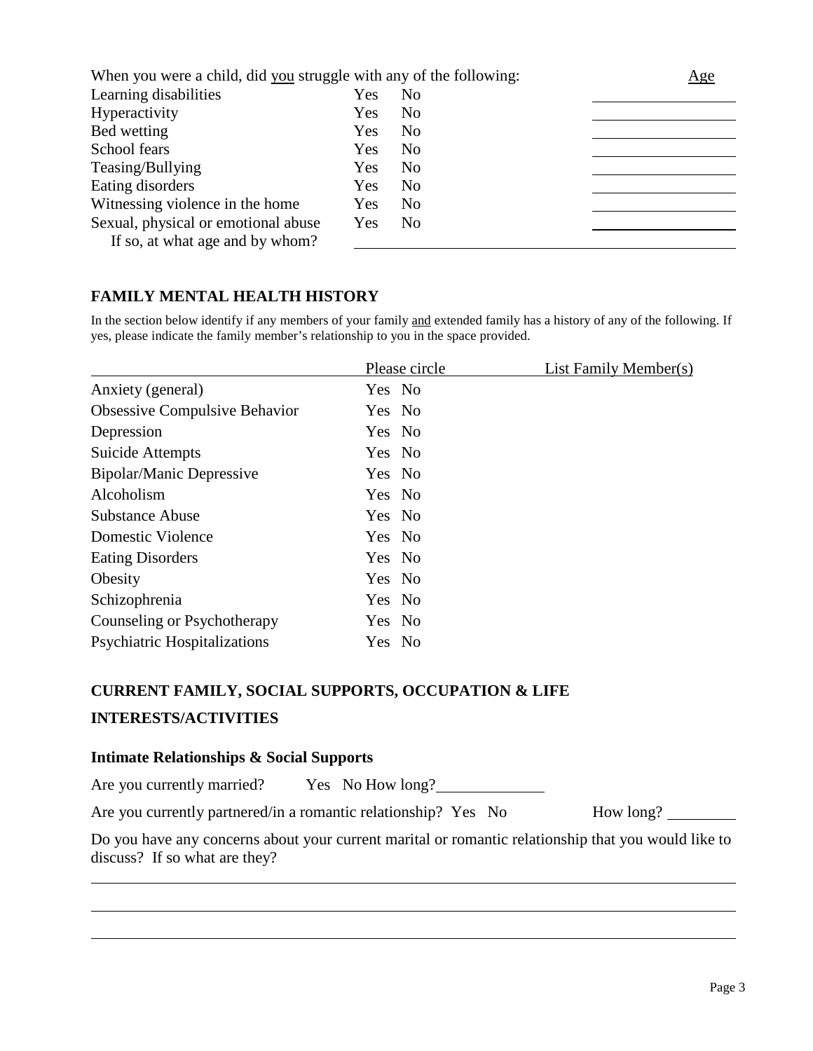When you were a child, did you struggle with any of the following:

| | | Age |
|---|---|---|
| Learning disabilities | Yes No | |
| Hyperactivity | Yes No | |
| Bed wetting | Yes No | |
| School fears | Yes No | |
| Teasing/Bullying | Yes No | |
| Eating disorders | Yes No | |
| Witnessing violence in the home | Yes No | |
| Sexual, physical or emotional abuse | Yes No | |

If so, at what age and by whom? ______________________________

## FAMILY MENTAL HEALTH HISTORY

In the section below identify if any members of your family and extended family has a history of any of the following. If yes, please indicate the family member's relationship to you in the space provided.

| | Please circle | List Family Member(s) |
|---|---|---|
| Anxiety (general) | Yes No | |
| Obsessive Compulsive Behavior | Yes No | |
| Depression | Yes No | |
| Suicide Attempts | Yes No | |
| Bipolar/Manic Depressive | Yes No | |
| Alcoholism | Yes No | |
| Substance Abuse | Yes No | |
| Domestic Violence | Yes No | |
| Eating Disorders | Yes No | |
| Obesity | Yes No | |
| Schizophrenia | Yes No | |
| Counseling or Psychotherapy | Yes No | |
| Psychiatric Hospitalizations | Yes No | |

## CURRENT FAMILY, SOCIAL SUPPORTS, OCCUPATION & LIFE INTERESTS/ACTIVITIES

### Intimate Relationships & Social Supports

Are you currently married? Yes No How long? ____________

Are you currently partnered/in a romantic relationship? Yes No How long? ________

Do you have any concerns about your current marital or romantic relationship that you would like to discuss? If so what are they?

______________________________________________________________________

______________________________________________________________________

______________________________________________________________________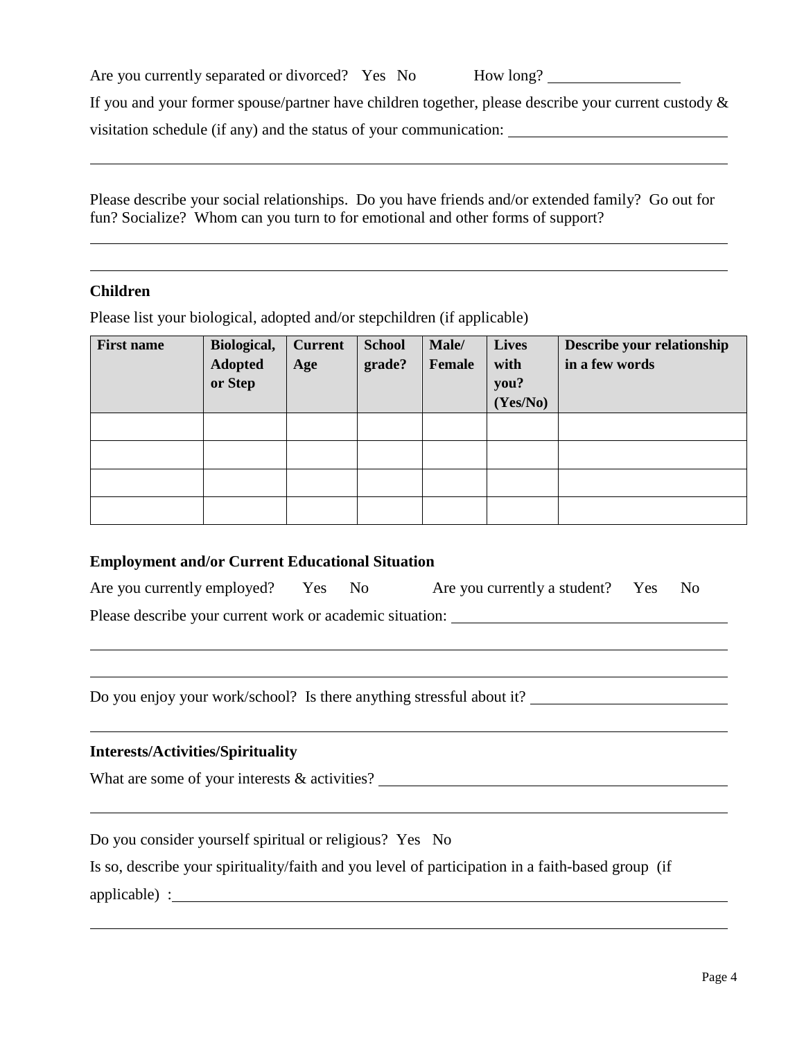Are you currently separated or divorced? Yes No How long? ________________

If you and your former spouse/partner have children together, please describe your current custody & visitation schedule (if any) and the status of your communication: ____________________________

______________________________________________________________________________

Please describe your social relationships. Do you have friends and/or extended family? Go out for fun? Socialize? Whom can you turn to for emotional and other forms of support?

______________________________________________________________________________

______________________________________________________________________________

**Children**

Please list your biological, adopted and/or stepchildren (if applicable)

| First name | Biological, Adopted or Step | Current Age | School grade? | Male/ Female | Lives with you? (Yes/No) | Describe your relationship in a few words |
|---|---|---|---|---|---|---|
| | | | | | | |
| | | | | | | |
| | | | | | | |
| | | | | | | |

**Employment and/or Current Educational Situation**

Are you currently employed? Yes No Are you currently a student? Yes No

Please describe your current work or academic situation: ____________________________

______________________________________________________________________________

______________________________________________________________________________

Do you enjoy your work/school? Is there anything stressful about it? ______________________

______________________________________________________________________________

**Interests/Activities/Spirituality**

What are some of your interests & activities? ______________________________________

______________________________________________________________________________

Do you consider yourself spiritual or religious? Yes No

Is so, describe your spirituality/faith and you level of participation in a faith-based group (if applicable) : ______________________________________________________________

______________________________________________________________________________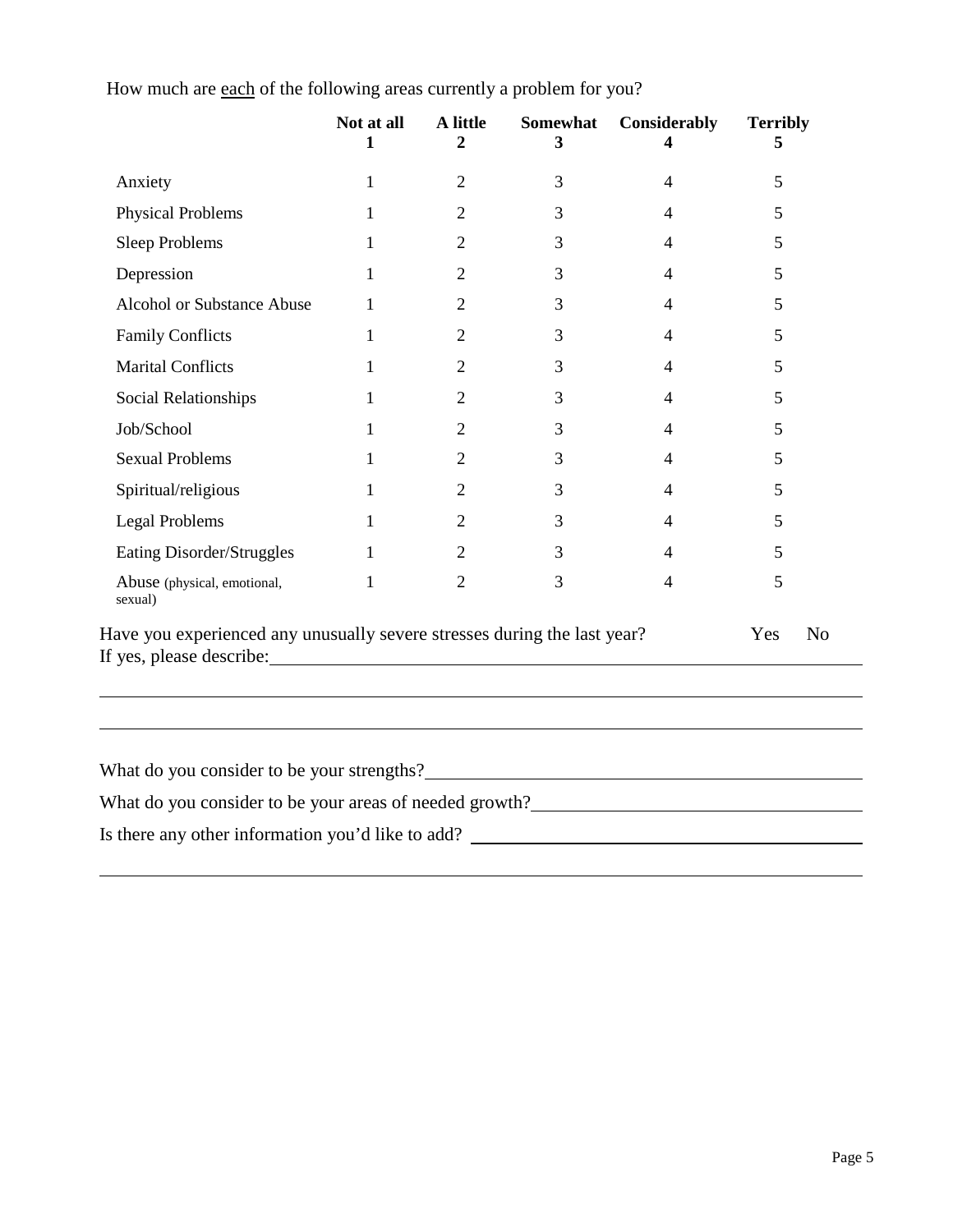How much are <u>each</u> of the following areas currently a problem for you?

| | Not at all 1 | A little 2 | Somewhat 3 | Considerably 4 | Terribly 5 |
|---|---|---|---|---|---|
| Anxiety | 1 | 2 | 3 | 4 | 5 |
| Physical Problems | 1 | 2 | 3 | 4 | 5 |
| Sleep Problems | 1 | 2 | 3 | 4 | 5 |
| Depression | 1 | 2 | 3 | 4 | 5 |
| Alcohol or Substance Abuse | 1 | 2 | 3 | 4 | 5 |
| Family Conflicts | 1 | 2 | 3 | 4 | 5 |
| Marital Conflicts | 1 | 2 | 3 | 4 | 5 |
| Social Relationships | 1 | 2 | 3 | 4 | 5 |
| Job/School | 1 | 2 | 3 | 4 | 5 |
| Sexual Problems | 1 | 2 | 3 | 4 | 5 |
| Spiritual/religious | 1 | 2 | 3 | 4 | 5 |
| Legal Problems | 1 | 2 | 3 | 4 | 5 |
| Eating Disorder/Struggles | 1 | 2 | 3 | 4 | 5 |
| Abuse (physical, emotional, sexual) | 1 | 2 | 3 | 4 | 5 |

Have you experienced any unusually severe stresses during the last year? Yes No

If yes, please describe: \_\_\_\_\_\_\_\_\_\_\_\_\_\_\_\_\_\_\_\_\_\_\_\_\_\_\_\_\_\_\_\_\_\_\_\_\_\_\_\_

\_\_\_\_\_\_\_\_\_\_\_\_\_\_\_\_\_\_\_\_\_\_\_\_\_\_\_\_\_\_\_\_\_\_\_\_\_\_\_\_\_\_\_\_\_\_\_\_\_\_\_\_\_\_\_\_\_\_\_\_

\_\_\_\_\_\_\_\_\_\_\_\_\_\_\_\_\_\_\_\_\_\_\_\_\_\_\_\_\_\_\_\_\_\_\_\_\_\_\_\_\_\_\_\_\_\_\_\_\_\_\_\_\_\_\_\_\_\_\_\_

What do you consider to be your strengths? \_\_\_\_\_\_\_\_\_\_\_\_\_\_\_\_\_\_\_\_\_\_\_\_\_\_\_\_\_\_\_\_\_\_\_\_

What do you consider to be your areas of needed growth? \_\_\_\_\_\_\_\_\_\_\_\_\_\_\_\_\_\_\_\_\_\_\_\_\_\_

Is there any other information you'd like to add? \_\_\_\_\_\_\_\_\_\_\_\_\_\_\_\_\_\_\_\_\_\_\_\_\_\_\_\_\_\_\_

\_\_\_\_\_\_\_\_\_\_\_\_\_\_\_\_\_\_\_\_\_\_\_\_\_\_\_\_\_\_\_\_\_\_\_\_\_\_\_\_\_\_\_\_\_\_\_\_\_\_\_\_\_\_\_\_\_\_\_\_